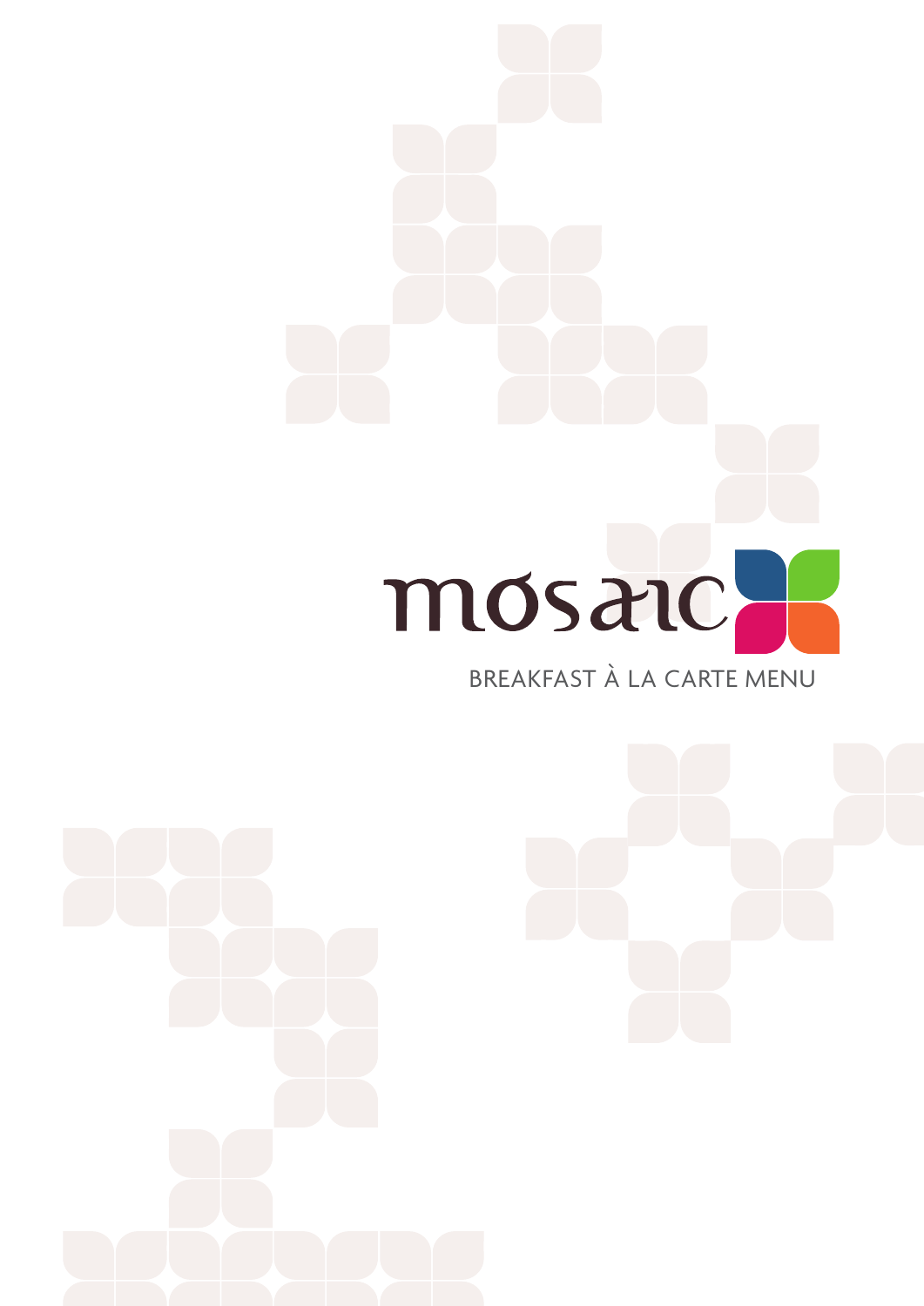# mosaic

## BREAKFAST À LA CARTE MENU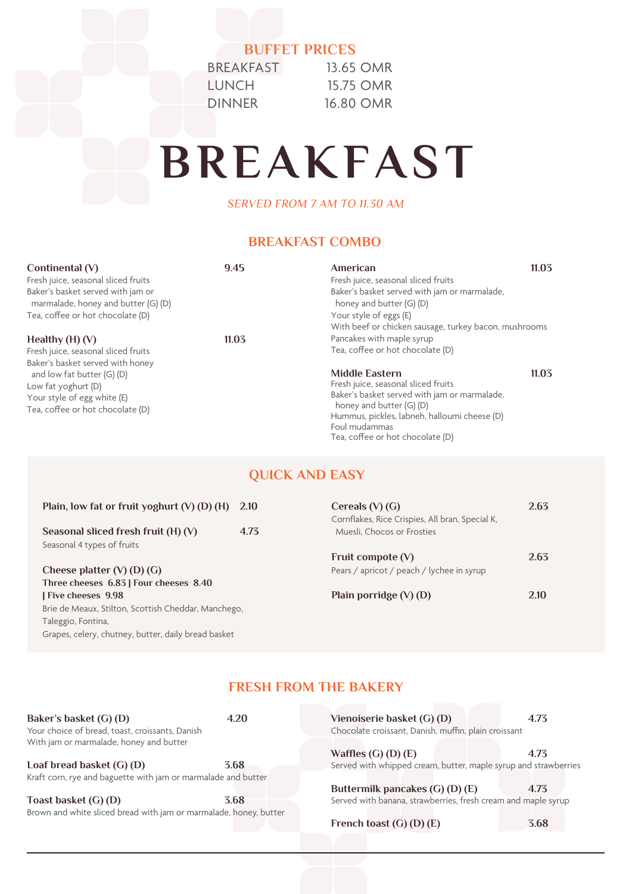## BUFFET PRICES

| | |
|---|---|
| BREAKFAST | 13.65 OMR |
| LUNCH | 15.75 OMR |
| DINNER | 16.80 OMR |

# BREAKFAST

*SERVED FROM 7 AM TO 11.30 AM*

## BREAKFAST COMBO

**Continental (V)** 9.45
Fresh juice, seasonal sliced fruits
Baker's basket served with jam or marmalade, honey and butter (G) (D)
Tea, coffee or hot chocolate (D)

**Healthy (H) (V)** 11.03
Fresh juice, seasonal sliced fruits
Baker's basket served with honey and low fat butter (G) (D)
Low fat yoghurt (D)
Your style of egg white (E)
Tea, coffee or hot chocolate (D)

**American** 11.03
Fresh juice, seasonal sliced fruits
Baker's basket served with jam or marmalade, honey and butter (G) (D)
Your style of eggs (E)
With beef or chicken sausage, turkey bacon, mushrooms
Pancakes with maple syrup
Tea, coffee or hot chocolate (D)

**Middle Eastern** 11.03
Fresh juice, seasonal sliced fruits
Baker's basket served with jam or marmalade, honey and butter (G) (D)
Hummus, pickles, labneh, halloumi cheese (D)
Foul mudammas
Tea, coffee or hot chocolate (D)

## QUICK AND EASY

**Plain, low fat or fruit yoghurt (V) (D) (H)** 2.10

**Seasonal sliced fresh fruit (H) (V)** 4.73
Seasonal 4 types of fruits

**Cheese platter (V) (D) (G)**
**Three cheeses 6.83 | Four cheeses 8.40 | Five cheeses 9.98**
Brie de Meaux, Stilton, Scottish Cheddar, Manchego, Taleggio, Fontina,
Grapes, celery, chutney, butter, daily bread basket

**Cereals (V) (G)** 2.63
Cornflakes, Rice Crispies, All bran, Special K, Muesli, Chocos or Frosties

**Fruit compote (V)** 2.63
Pears / apricot / peach / lychee in syrup

**Plain porridge (V) (D)** 2.10

## FRESH FROM THE BAKERY

**Baker's basket (G) (D)** 4.20
Your choice of bread, toast, croissants, Danish
With jam or marmalade, honey and butter

**Loaf bread basket (G) (D)** 3.68
Kraft corn, rye and baguette with jam or marmalade and butter

**Toast basket (G) (D)** 3.68
Brown and white sliced bread with jam or marmalade, honey, butter

**Vienoiserie basket (G) (D)** 4.73
Chocolate croissant, Danish, muffin, plain croissant

**Waffles (G) (D) (E)** 4.73
Served with whipped cream, butter, maple syrup and strawberries

**Buttermilk pancakes (G) (D) (E)** 4.73
Served with banana, strawberries, fresh cream and maple syrup

**French toast (G) (D) (E)** 3.68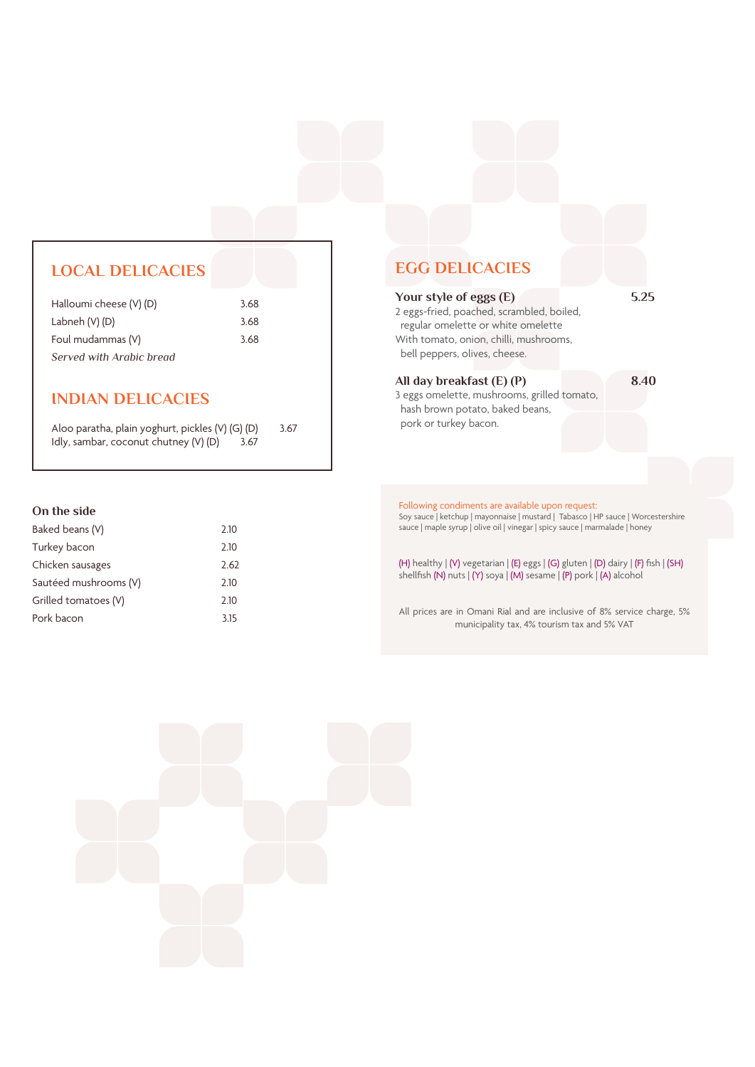## LOCAL DELICACIES

| | |
|---|---|
| Halloumi cheese (V) (D) | 3.68 |
| Labneh (V) (D) | 3.68 |
| Foul mudammas (V) | 3.68 |

*Served with Arabic bread*

## INDIAN DELICACIES

| | |
|---|---|
| Aloo paratha, plain yoghurt, pickles (V) (G) (D) | 3.67 |
| Idly, sambar, coconut chutney (V) (D) | 3.67 |

### On the side

| | |
|---|---|
| Baked beans (V) | 2.10 |
| Turkey bacon | 2.10 |
| Chicken sausages | 2.62 |
| Sautéed mushrooms (V) | 2.10 |
| Grilled tomatoes (V) | 2.10 |
| Pork bacon | 3.15 |

## EGG DELICACIES

**Your style of eggs (E)** **5.25**
2 eggs-fried, poached, scrambled, boiled, regular omelette or white omelette
With tomato, onion, chilli, mushrooms, bell peppers, olives, cheese.

**All day breakfast (E) (P)** **8.40**
3 eggs omelette, mushrooms, grilled tomato, hash brown potato, baked beans, pork or turkey bacon.

Following condiments are available upon request:
Soy sauce | ketchup | mayonnaise | mustard | Tabasco | HP sauce | Worcestershire sauce | maple syrup | olive oil | vinegar | spicy sauce | marmalade | honey

(H) healthy | (V) vegetarian | (E) eggs | (G) gluten | (D) dairy | (F) fish | (SH) shellfish (N) nuts | (Y) soya | (M) sesame | (P) pork | (A) alcohol

All prices are in Omani Rial and are inclusive of 8% service charge, 5% municipality tax, 4% tourism tax and 5% VAT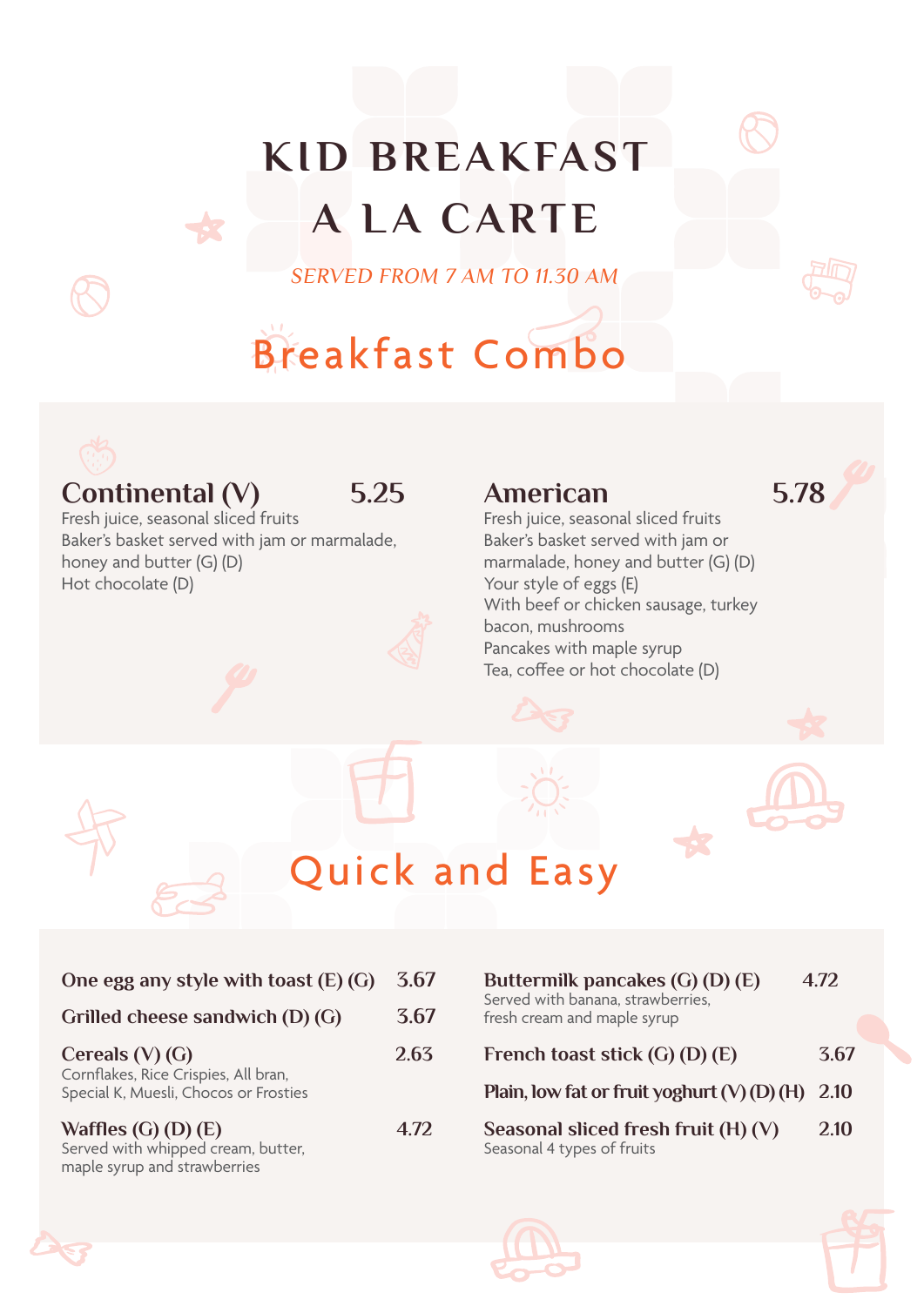# KID BREAKFAST A LA CARTE

*SERVED FROM 7 AM TO 11.30 AM*

## Breakfast Combo

### Continental (V) — 5.25

Fresh juice, seasonal sliced fruits
Baker's basket served with jam or marmalade, honey and butter (G) (D)
Hot chocolate (D)

### American — 5.78

Fresh juice, seasonal sliced fruits
Baker's basket served with jam or marmalade, honey and butter (G) (D)
Your style of eggs (E)
With beef or chicken sausage, turkey bacon, mushrooms
Pancakes with maple syrup
Tea, coffee or hot chocolate (D)

## Quick and Easy

**One egg any style with toast (E) (G)** — 3.67

**Grilled cheese sandwich (D) (G)** — 3.67

**Cereals (V) (G)** — 2.63
Cornflakes, Rice Crispies, All bran, Special K, Muesli, Chocos or Frosties

**Waffles (G) (D) (E)** — 4.72
Served with whipped cream, butter, maple syrup and strawberries

**Buttermilk pancakes (G) (D) (E)** — 4.72
Served with banana, strawberries, fresh cream and maple syrup

**French toast stick (G) (D) (E)** — 3.67

**Plain, low fat or fruit yoghurt (V) (D) (H)** — 2.10

**Seasonal sliced fresh fruit (H) (V)** — 2.10
Seasonal 4 types of fruits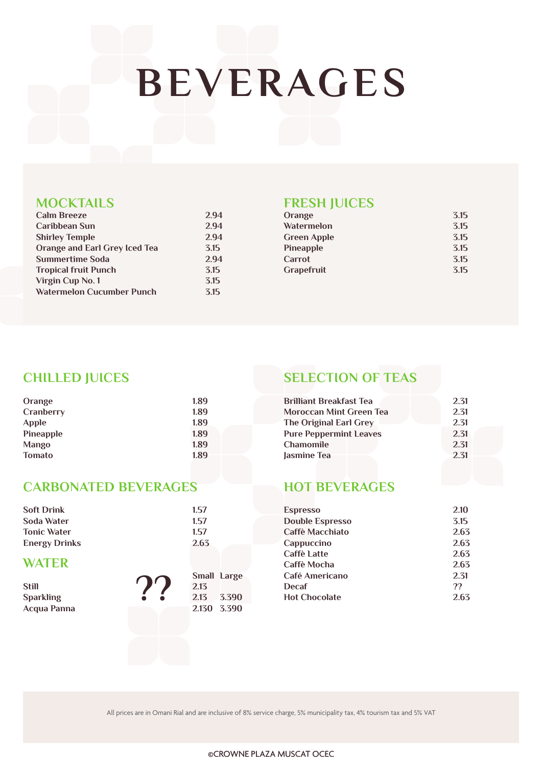# BEVERAGES

## MOCKTAILS

| Item | Price |
|---|---|
| Calm Breeze | 2.94 |
| Caribbean Sun | 2.94 |
| Shirley Temple | 2.94 |
| Orange and Earl Grey Iced Tea | 3.15 |
| Summertime Soda | 2.94 |
| Tropical fruit Punch | 3.15 |
| Virgin Cup No. 1 | 3.15 |
| Watermelon Cucumber Punch | 3.15 |

## FRESH JUICES

| Item | Price |
|---|---|
| Orange | 3.15 |
| Watermelon | 3.15 |
| Green Apple | 3.15 |
| Pineapple | 3.15 |
| Carrot | 3.15 |
| Grapefruit | 3.15 |

## CHILLED JUICES

| Item | Price |
|---|---|
| Orange | 1.89 |
| Cranberry | 1.89 |
| Apple | 1.89 |
| Pineapple | 1.89 |
| Mango | 1.89 |
| Tomato | 1.89 |

## CARBONATED BEVERAGES

| Item | Price |
|---|---|
| Soft Drink | 1.57 |
| Soda Water | 1.57 |
| Tonic Water | 1.57 |
| Energy Drinks | 2.63 |

## WATER

??

| Item | Small | Large |
|---|---|---|
| Still | 2.13 | |
| Sparkling | 2.13 | 3.390 |
| Acqua Panna | 2.130 | 3.390 |

## SELECTION OF TEAS

| Item | Price |
|---|---|
| Brilliant Breakfast Tea | 2.31 |
| Moroccan Mint Green Tea | 2.31 |
| The Original Earl Grey | 2.31 |
| Pure Peppermint Leaves | 2.31 |
| Chamomile | 2.31 |
| Jasmine Tea | 2.31 |

## HOT BEVERAGES

| Item | Price |
|---|---|
| Espresso | 2.10 |
| Double Espresso | 3.15 |
| Caffè Macchiato | 2.63 |
| Cappuccino | 2.63 |
| Caffè Latte | 2.63 |
| Caffè Mocha | 2.63 |
| Café Americano | 2.31 |
| Decaf | ?? |
| Hot Chocolate | 2.63 |

All prices are in Omani Rial and are inclusive of 8% service charge, 5% municipality tax, 4% tourism tax and 5% VAT

©CROWNE PLAZA MUSCAT OCEC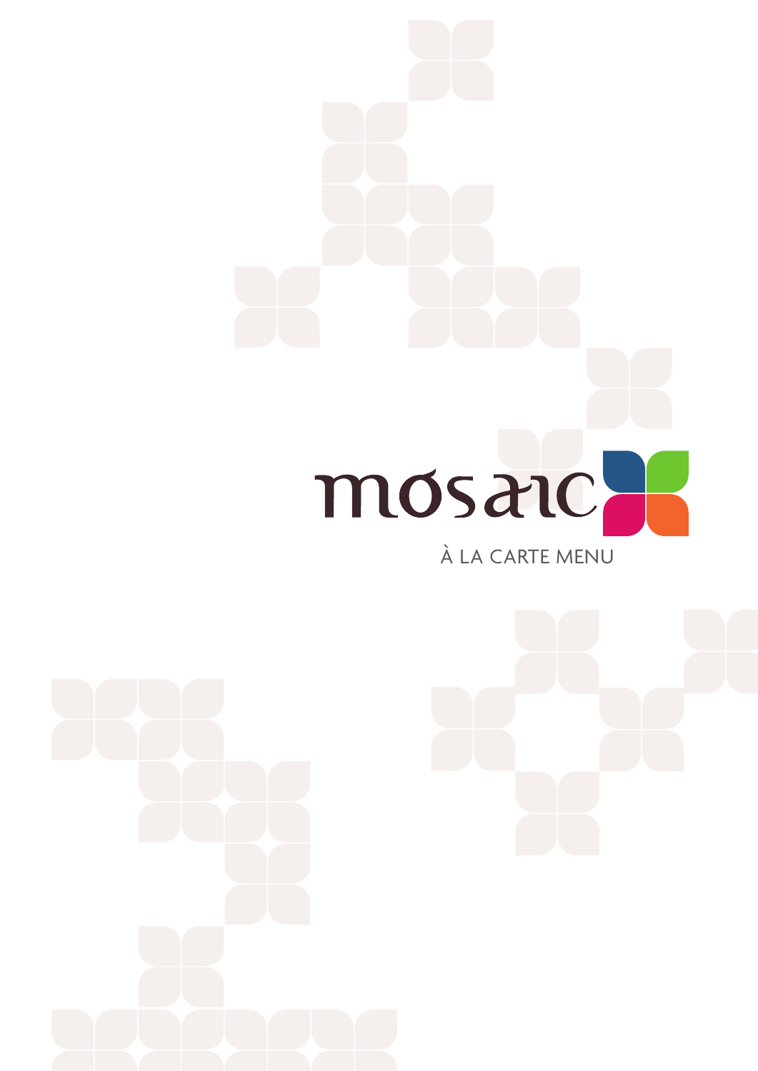# mosaic

À LA CARTE MENU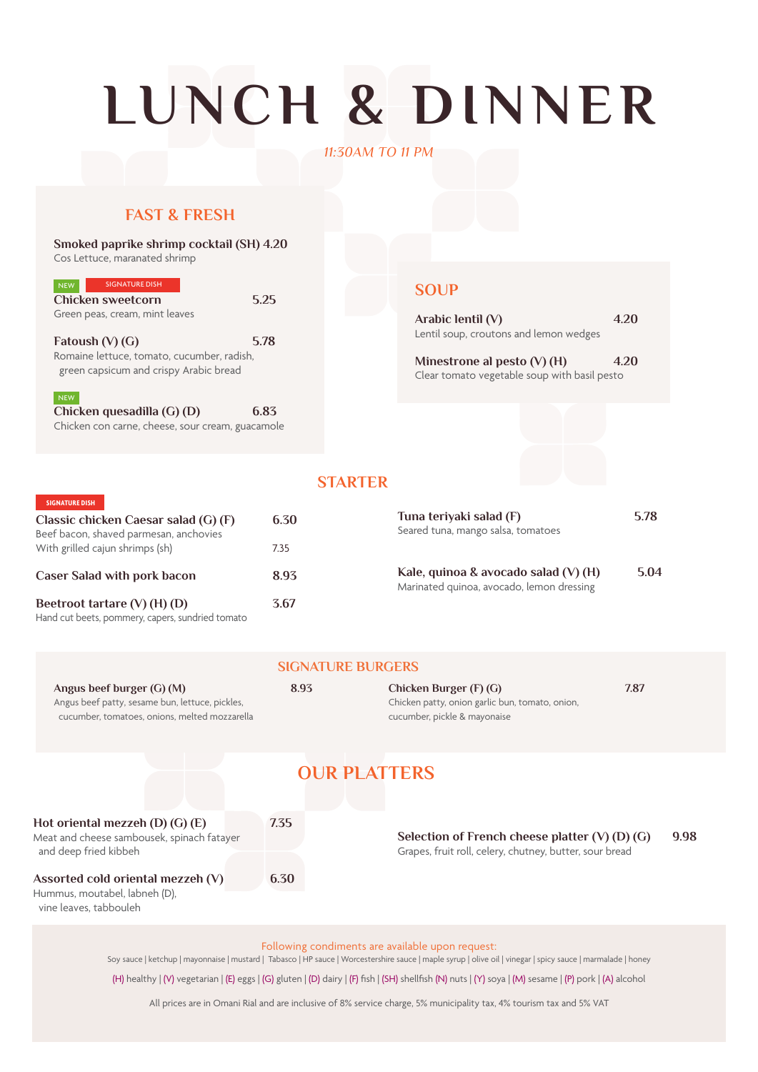# LUNCH & DINNER

*11:30AM TO 11 PM*

## FAST & FRESH

**Smoked paprike shrimp cocktail (SH) 4.20**
Cos Lettuce, maranated shrimp

NEW | SIGNATURE DISH
**Chicken sweetcorn** 5.25
Green peas, cream, mint leaves

**Fatoush (V) (G)** 5.78
Romaine lettuce, tomato, cucumber, radish, green capsicum and crispy Arabic bread

NEW
**Chicken quesadilla (G) (D)** 6.83
Chicken con carne, cheese, sour cream, guacamole

## SOUP

**Arabic lentil (V)** 4.20
Lentil soup, croutons and lemon wedges

**Minestrone al pesto (V) (H)** 4.20
Clear tomato vegetable soup with basil pesto

## STARTER

SIGNATURE DISH
**Classic chicken Caesar salad (G) (F)** 6.30
Beef bacon, shaved parmesan, anchovies
With grilled cajun shrimps (sh) 7.35

**Caser Salad with pork bacon** 8.93

**Beetroot tartare (V) (H) (D)** 3.67
Hand cut beets, pommery, capers, sundried tomato

**Tuna teriyaki salad (F)** 5.78
Seared tuna, mango salsa, tomatoes

**Kale, quinoa & avocado salad (V) (H)** 5.04
Marinated quinoa, avocado, lemon dressing

## SIGNATURE BURGERS

**Angus beef burger (G) (M)** 8.93
Angus beef patty, sesame bun, lettuce, pickles, cucumber, tomatoes, onions, melted mozzarella

**Chicken Burger (F) (G)** 7.87
Chicken patty, onion garlic bun, tomato, onion, cucumber, pickle & mayonaise

## OUR PLATTERS

**Hot oriental mezzeh (D) (G) (E)** 7.35
Meat and cheese sambousek, spinach fatayer and deep fried kibbeh

**Assorted cold oriental mezzeh (V)** 6.30
Hummus, moutabel, labneh (D), vine leaves, tabbouleh

**Selection of French cheese platter (V) (D) (G)** 9.98
Grapes, fruit roll, celery, chutney, butter, sour bread

Following condiments are available upon request:
Soy sauce | ketchup | mayonnaise | mustard | Tabasco | HP sauce | Worcestershire sauce | maple syrup | olive oil | vinegar | spicy sauce | marmalade | honey

(H) healthy | (V) vegetarian | (E) eggs | (G) gluten | (D) dairy | (F) fish | (SH) shellfish (N) nuts | (Y) soya | (M) sesame | (P) pork | (A) alcohol

All prices are in Omani Rial and are inclusive of 8% service charge, 5% municipality tax, 4% tourism tax and 5% VAT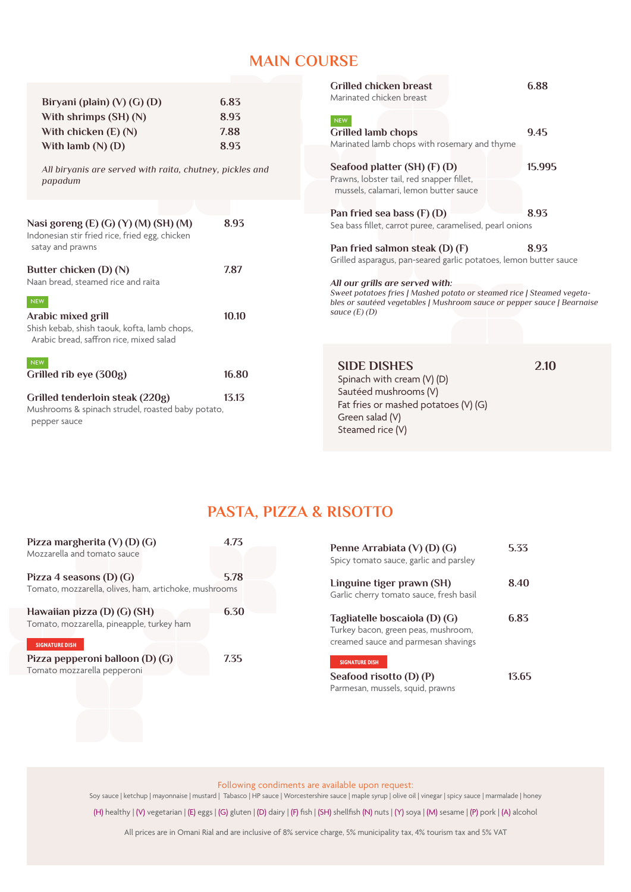# MAIN COURSE

**Biryani (plain) (V) (G) (D)** 6.83
**With shrimps (SH) (N)** 8.93
**With chicken (E) (N)** 7.88
**With lamb (N) (D)** 8.93

*All biryanis are served with raita, chutney, pickles and papadum*

**Nasi goreng (E) (G) (Y) (M) (SH) (M)** 8.93
Indonesian stir fried rice, fried egg, chicken satay and prawns

**Butter chicken (D) (N)** 7.87
Naan bread, steamed rice and raita

NEW
**Arabic mixed grill** 10.10
Shish kebab, shish taouk, kofta, lamb chops, Arabic bread, saffron rice, mixed salad

NEW
**Grilled rib eye (300g)** 16.80

**Grilled tenderloin steak (220g)** 13.13
Mushrooms & spinach strudel, roasted baby potato, pepper sauce

**Grilled chicken breast** 6.88
Marinated chicken breast

NEW
**Grilled lamb chops** 9.45
Marinated lamb chops with rosemary and thyme

**Seafood platter (SH) (F) (D)** 15.995
Prawns, lobster tail, red snapper fillet, mussels, calamari, lemon butter sauce

**Pan fried sea bass (F) (D)** 8.93
Sea bass fillet, carrot puree, caramelised, pearl onions

**Pan fried salmon steak (D) (F)** 8.93
Grilled asparagus, pan-seared garlic potatoes, lemon butter sauce

***All our grills are served with:***
*Sweet potatoes fries | Mashed potato or steamed rice | Steamed vegetables or sautéed vegetables | Mushroom sauce or pepper sauce | Bearnaise sauce (E) (D)*

## SIDE DISHES 2.10

Spinach with cream (V) (D)
Sautéed mushrooms (V)
Fat fries or mashed potatoes (V) (G)
Green salad (V)
Steamed rice (V)

# PASTA, PIZZA & RISOTTO

**Pizza margherita (V) (D) (G)** 4.73
Mozzarella and tomato sauce

**Pizza 4 seasons (D) (G)** 5.78
Tomato, mozzarella, olives, ham, artichoke, mushrooms

**Hawaiian pizza (D) (G) (SH)** 6.30
Tomato, mozzarella, pineapple, turkey ham

SIGNATURE DISH
**Pizza pepperoni balloon (D) (G)** 7.35
Tomato mozzarella pepperoni

**Penne Arrabiata (V) (D) (G)** 5.33
Spicy tomato sauce, garlic and parsley

**Linguine tiger prawn (SH)** 8.40
Garlic cherry tomato sauce, fresh basil

**Tagliatelle boscaiola (D) (G)** 6.83
Turkey bacon, green peas, mushroom, creamed sauce and parmesan shavings

SIGNATURE DISH
**Seafood risotto (D) (P)** 13.65
Parmesan, mussels, squid, prawns

Following condiments are available upon request:
Soy sauce | ketchup | mayonnaise | mustard | Tabasco | HP sauce | Worcestershire sauce | maple syrup | olive oil | vinegar | spicy sauce | marmalade | honey

(H) healthy | (V) vegetarian | (E) eggs | (G) gluten | (D) dairy | (F) fish | (SH) shellfish (N) nuts | (Y) soya | (M) sesame | (P) pork | (A) alcohol

All prices are in Omani Rial and are inclusive of 8% service charge, 5% municipality tax, 4% tourism tax and 5% VAT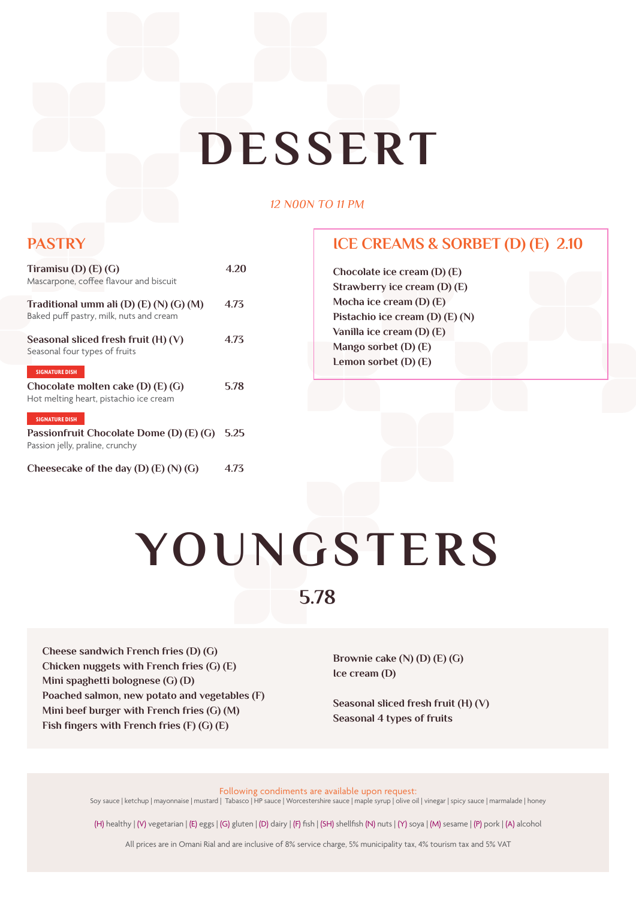# DESSERT

*12 NOON TO 11 PM*

## PASTRY

**Tiramisu (D) (E) (G)** 4.20
Mascarpone, coffee flavour and biscuit

**Traditional umm ali (D) (E) (N) (G) (M)** 4.73
Baked puff pastry, milk, nuts and cream

**Seasonal sliced fresh fruit (H) (V)** 4.73
Seasonal four types of fruits

SIGNATURE DISH
**Chocolate molten cake (D) (E) (G)** 5.78
Hot melting heart, pistachio ice cream

SIGNATURE DISH
**Passionfruit Chocolate Dome (D) (E) (G)** 5.25
Passion jelly, praline, crunchy

**Cheesecake of the day (D) (E) (N) (G)** 4.73

## ICE CREAMS & SORBET (D) (E) 2.10

Chocolate ice cream (D) (E)
Strawberry ice cream (D) (E)
Mocha ice cream (D) (E)
Pistachio ice cream (D) (E) (N)
Vanilla ice cream (D) (E)
Mango sorbet (D) (E)
Lemon sorbet (D) (E)

# YOUNGSTERS

**5.78**

**Cheese sandwich French fries (D) (G)**
**Chicken nuggets with French fries (G) (E)**
**Mini spaghetti bolognese (G) (D)**
**Poached salmon, new potato and vegetables (F)**
**Mini beef burger with French fries (G) (M)**
**Fish fingers with French fries (F) (G) (E)**

**Brownie cake (N) (D) (E) (G)**
**Ice cream (D)**

**Seasonal sliced fresh fruit (H) (V)**
**Seasonal 4 types of fruits**

Following condiments are available upon request:
Soy sauce | ketchup | mayonnaise | mustard | Tabasco | HP sauce | Worcestershire sauce | maple syrup | olive oil | vinegar | spicy sauce | marmalade | honey

(H) healthy | (V) vegetarian | (E) eggs | (G) gluten | (D) dairy | (F) fish | (SH) shellfish (N) nuts | (Y) soya | (M) sesame | (P) pork | (A) alcohol

All prices are in Omani Rial and are inclusive of 8% service charge, 5% municipality tax, 4% tourism tax and 5% VAT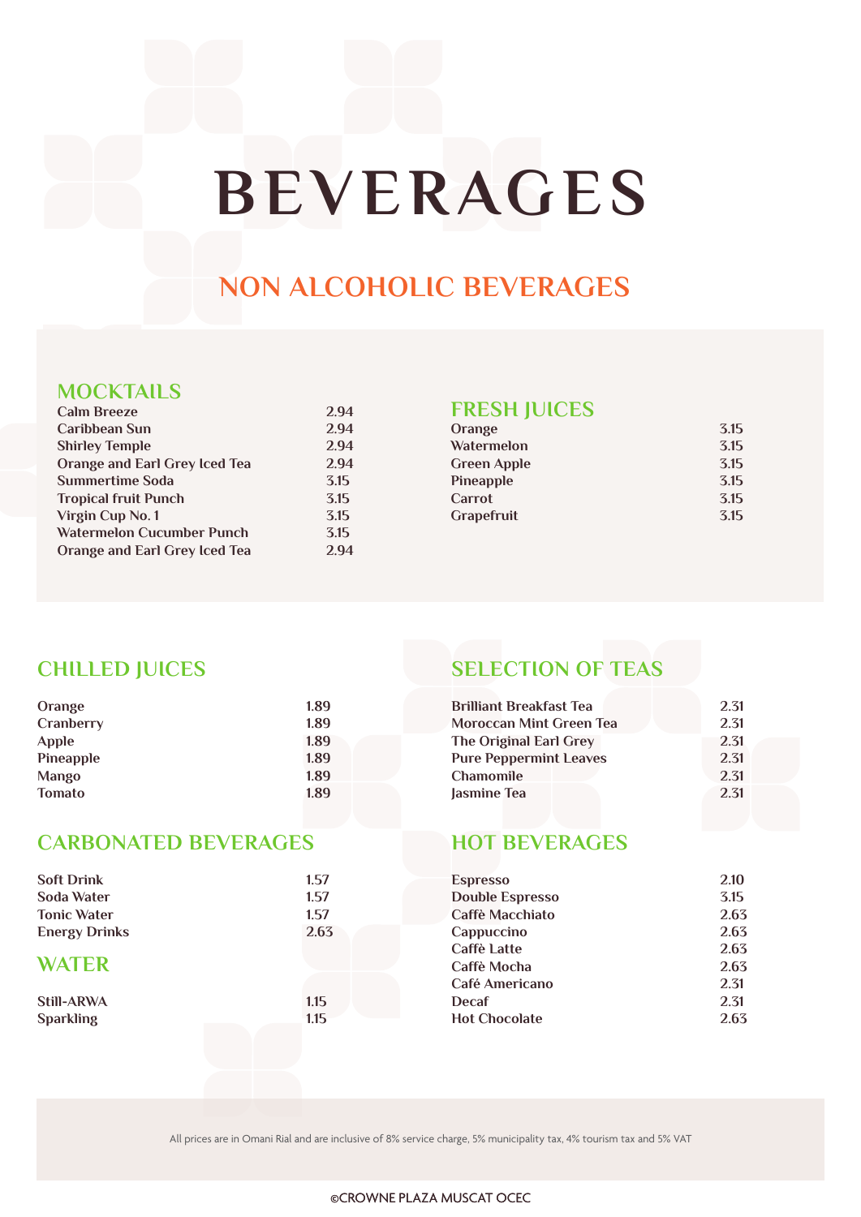# BEVERAGES

## NON ALCOHOLIC BEVERAGES

### MOCKTAILS

| | |
|---|---|
| Calm Breeze | 2.94 |
| Caribbean Sun | 2.94 |
| Shirley Temple | 2.94 |
| Orange and Earl Grey Iced Tea | 2.94 |
| Summertime Soda | 3.15 |
| Tropical fruit Punch | 3.15 |
| Virgin Cup No. 1 | 3.15 |
| Watermelon Cucumber Punch | 3.15 |
| Orange and Earl Grey Iced Tea | 2.94 |

### FRESH JUICES

| | |
|---|---|
| Orange | 3.15 |
| Watermelon | 3.15 |
| Green Apple | 3.15 |
| Pineapple | 3.15 |
| Carrot | 3.15 |
| Grapefruit | 3.15 |

### CHILLED JUICES

| | |
|---|---|
| Orange | 1.89 |
| Cranberry | 1.89 |
| Apple | 1.89 |
| Pineapple | 1.89 |
| Mango | 1.89 |
| Tomato | 1.89 |

### CARBONATED BEVERAGES

| | |
|---|---|
| Soft Drink | 1.57 |
| Soda Water | 1.57 |
| Tonic Water | 1.57 |
| Energy Drinks | 2.63 |

### WATER

| | |
|---|---|
| Still-ARWA | 1.15 |
| Sparkling | 1.15 |

### SELECTION OF TEAS

| | |
|---|---|
| Brilliant Breakfast Tea | 2.31 |
| Moroccan Mint Green Tea | 2.31 |
| The Original Earl Grey | 2.31 |
| Pure Peppermint Leaves | 2.31 |
| Chamomile | 2.31 |
| Jasmine Tea | 2.31 |

### HOT BEVERAGES

| | |
|---|---|
| Espresso | 2.10 |
| Double Espresso | 3.15 |
| Caffè Macchiato | 2.63 |
| Cappuccino | 2.63 |
| Caffè Latte | 2.63 |
| Caffè Mocha | 2.63 |
| Café Americano | 2.31 |
| Decaf | 2.31 |
| Hot Chocolate | 2.63 |

All prices are in Omani Rial and are inclusive of 8% service charge, 5% municipality tax, 4% tourism tax and 5% VAT

©CROWNE PLAZA MUSCAT OCEC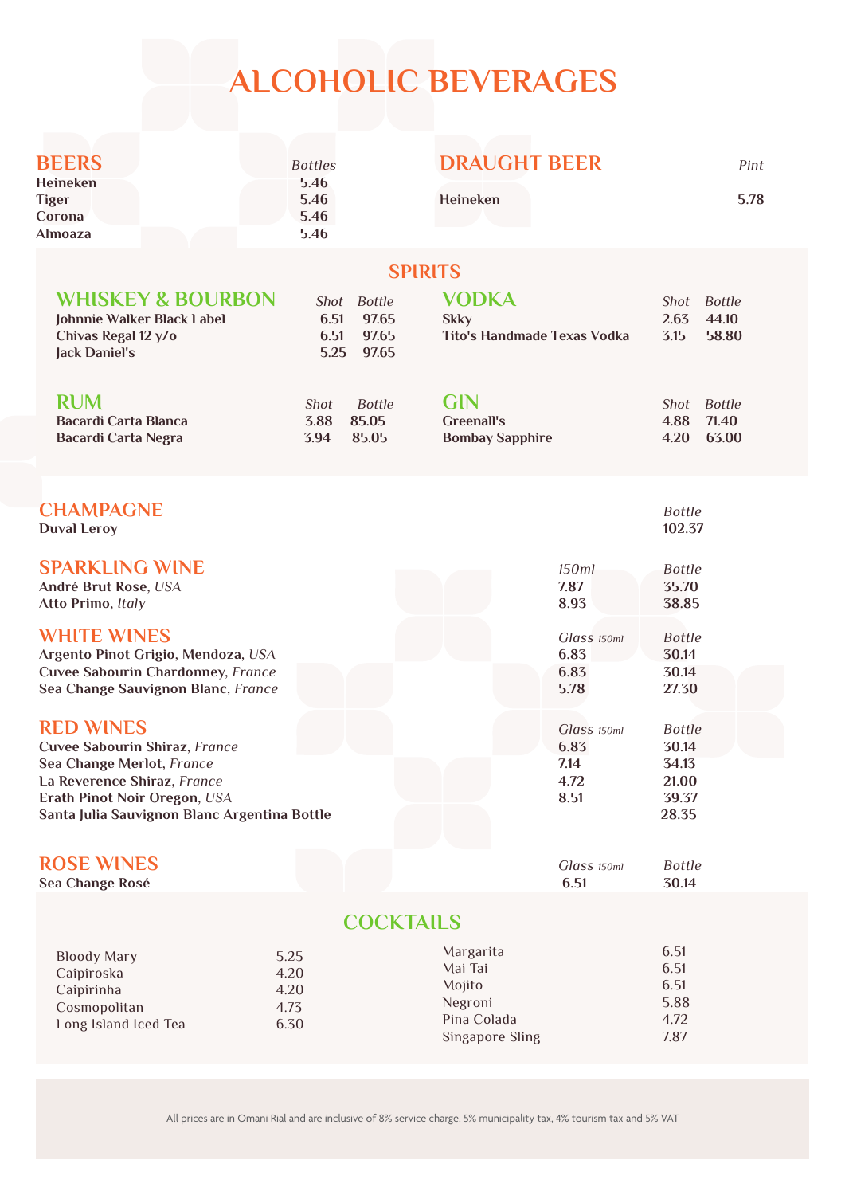# ALCOHOLIC BEVERAGES

## BEERS

| | Bottles |
|---|---|
| Heineken | 5.46 |
| Tiger | 5.46 |
| Corona | 5.46 |
| Almoaza | 5.46 |

## DRAUGHT BEER

| | Pint |
|---|---|
| Heineken | 5.78 |

## SPIRITS

### WHISKEY & BOURBON

| | Shot | Bottle |
|---|---|---|
| Johnnie Walker Black Label | 6.51 | 97.65 |
| Chivas Regal 12 y/o | 6.51 | 97.65 |
| Jack Daniel's | 5.25 | 97.65 |

### VODKA

| | Shot | Bottle |
|---|---|---|
| Skky | 2.63 | 44.10 |
| Tito's Handmade Texas Vodka | 3.15 | 58.80 |

### RUM

| | Shot | Bottle |
|---|---|---|
| Bacardi Carta Blanca | 3.88 | 85.05 |
| Bacardi Carta Negra | 3.94 | 85.05 |

### GIN

| | Shot | Bottle |
|---|---|---|
| Greenall's | 4.88 | 71.40 |
| Bombay Sapphire | 4.20 | 63.00 |

## CHAMPAGNE

| | Bottle |
|---|---|
| Duval Leroy | 102.37 |

## SPARKLING WINE

| | 150ml | Bottle |
|---|---|---|
| **André Brut Rose**, *USA* | 7.87 | 35.70 |
| **Atto Primo**, *Italy* | 8.93 | 38.85 |

## WHITE WINES

| | Glass 150ml | Bottle |
|---|---|---|
| **Argento Pinot Grigio, Mendoza**, *USA* | 6.83 | 30.14 |
| **Cuvee Sabourin Chardonney**, *France* | 6.83 | 30.14 |
| **Sea Change Sauvignon Blanc**, *France* | 5.78 | 27.30 |

## RED WINES

| | Glass 150ml | Bottle |
|---|---|---|
| **Cuvee Sabourin Shiraz**, *France* | 6.83 | 30.14 |
| **Sea Change Merlot**, *France* | 7.14 | 34.13 |
| **La Reverence Shiraz**, *France* | 4.72 | 21.00 |
| **Erath Pinot Noir Oregon**, *USA* | 8.51 | 39.37 |
| **Santa Julia Sauvignon Blanc Argentina Bottle** | | 28.35 |

## ROSE WINES

| | Glass 150ml | Bottle |
|---|---|---|
| **Sea Change Rosé** | 6.51 | 30.14 |

## COCKTAILS

| | |
|---|---|
| Bloody Mary | 5.25 |
| Caipiroska | 4.20 |
| Caipirinha | 4.20 |
| Cosmopolitan | 4.73 |
| Long Island Iced Tea | 6.30 |
| Margarita | 6.51 |
| Mai Tai | 6.51 |
| Mojito | 6.51 |
| Negroni | 5.88 |
| Pina Colada | 4.72 |
| Singapore Sling | 7.87 |

All prices are in Omani Rial and are inclusive of 8% service charge, 5% municipality tax, 4% tourism tax and 5% VAT